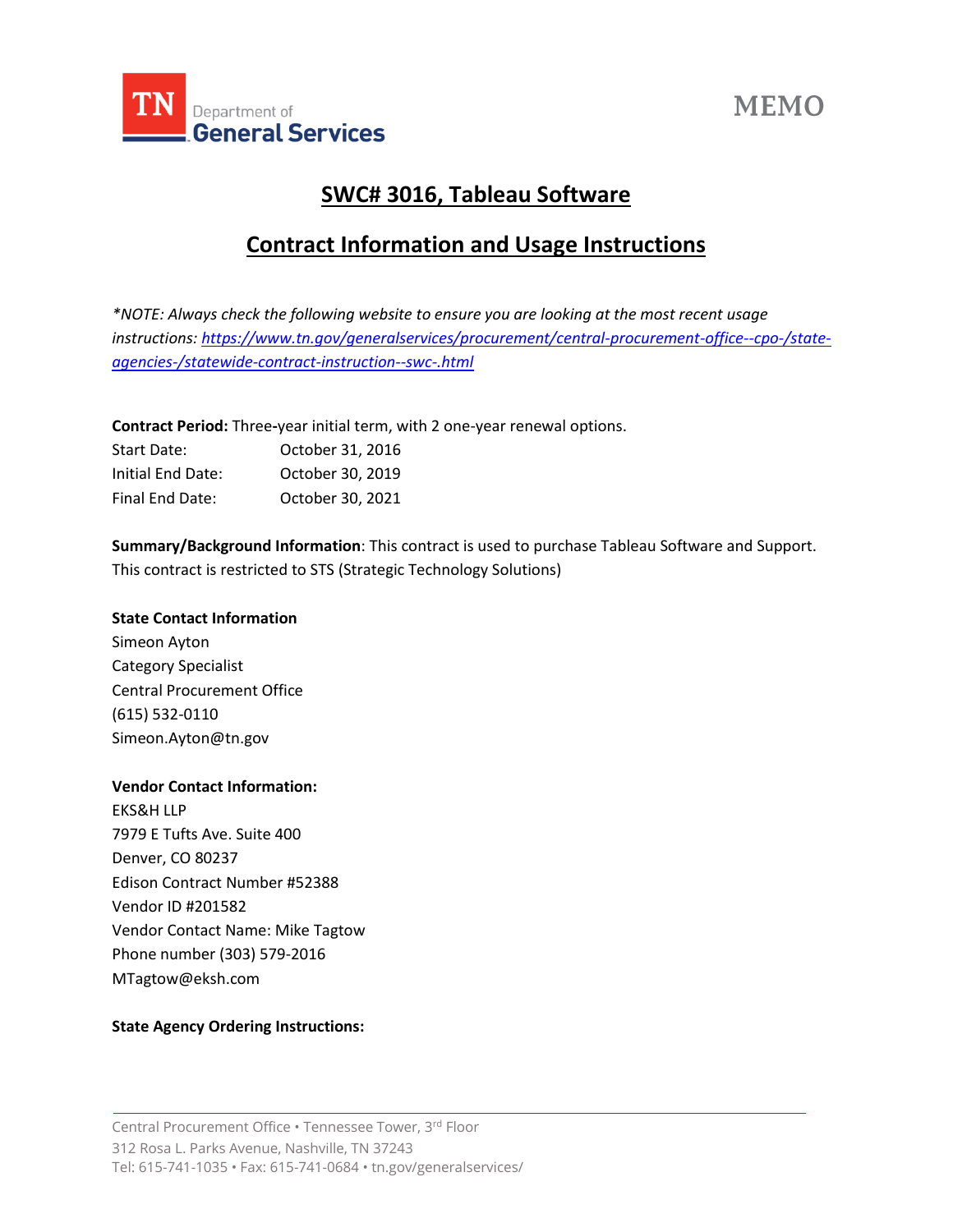TN Department of General Services

MEMO

## SWC# 3016, Tableau Software

## Contract Information and Usage Instructions

*\*NOTE: Always check the following website to ensure you are looking at the most recent usage instructions: [https://www.tn.gov/generalservices/procurement/central-procurement-office--cpo-/state-agencies-/statewide-contract-instruction--swc-.html](https://www.tn.gov/generalservices/procurement/central-procurement-office--cpo-/state-agencies-/statewide-contract-instruction--swc-.html)*

**Contract Period:** Three-year initial term, with 2 one-year renewal options.

Start Date: October 31, 2016
Initial End Date: October 30, 2019
Final End Date: October 30, 2021

**Summary/Background Information**: This contract is used to purchase Tableau Software and Support. This contract is restricted to STS (Strategic Technology Solutions)

**State Contact Information**
Simeon Ayton
Category Specialist
Central Procurement Office
(615) 532-0110
Simeon.Ayton@tn.gov

**Vendor Contact Information:**
EKS&H LLP
7979 E Tufts Ave. Suite 400
Denver, CO 80237
Edison Contract Number #52388
Vendor ID #201582
Vendor Contact Name: Mike Tagtow
Phone number (303) 579-2016
MTagtow@eksh.com

**State Agency Ordering Instructions:**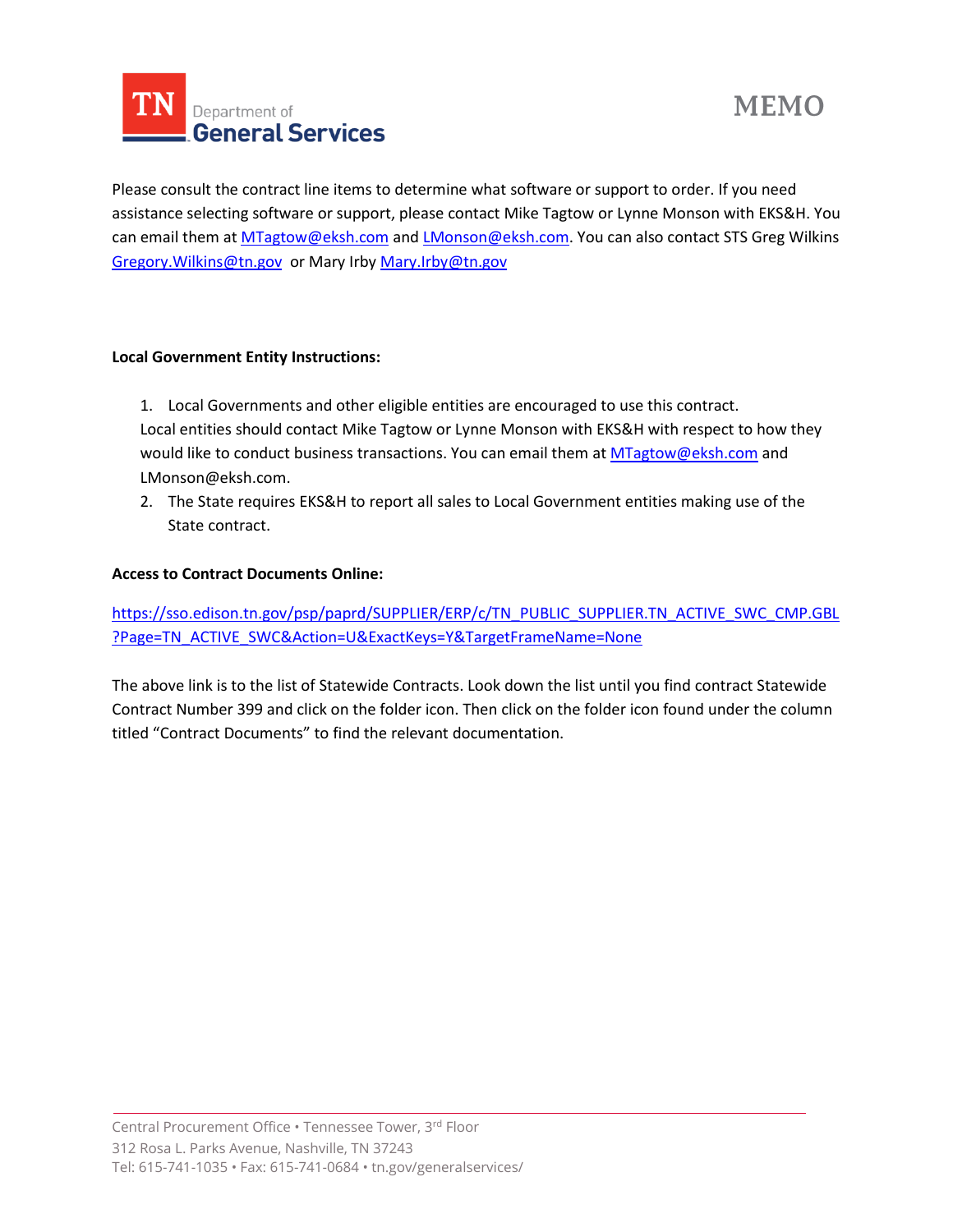Please consult the contract line items to determine what software or support to order. If you need assistance selecting software or support, please contact Mike Tagtow or Lynne Monson with EKS&H. You can email them at MTagtow@eksh.com and LMonson@eksh.com. You can also contact STS Greg Wilkins Gregory.Wilkins@tn.gov or Mary Irby Mary.Irby@tn.gov

**Local Government Entity Instructions:**

1. Local Governments and other eligible entities are encouraged to use this contract. Local entities should contact Mike Tagtow or Lynne Monson with EKS&H with respect to how they would like to conduct business transactions. You can email them at MTagtow@eksh.com and LMonson@eksh.com.
2. The State requires EKS&H to report all sales to Local Government entities making use of the State contract.

**Access to Contract Documents Online:**

https://sso.edison.tn.gov/psp/paprd/SUPPLIER/ERP/c/TN_PUBLIC_SUPPLIER.TN_ACTIVE_SWC_CMP.GBL?Page=TN_ACTIVE_SWC&Action=U&ExactKeys=Y&TargetFrameName=None

The above link is to the list of Statewide Contracts. Look down the list until you find contract Statewide Contract Number 399 and click on the folder icon. Then click on the folder icon found under the column titled "Contract Documents" to find the relevant documentation.